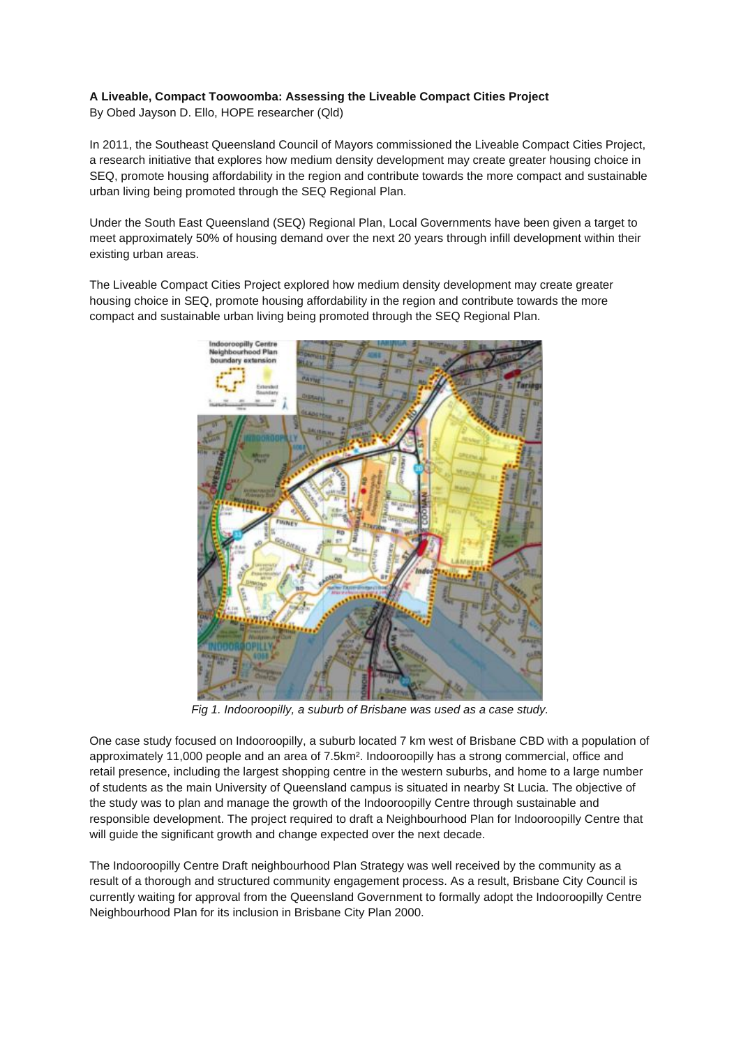**A Liveable, Compact Toowoomba: Assessing the Liveable Compact Cities Project**
By Obed Jayson D. Ello, HOPE researcher (Qld)

In 2011, the Southeast Queensland Council of Mayors commissioned the Liveable Compact Cities Project, a research initiative that explores how medium density development may create greater housing choice in SEQ, promote housing affordability in the region and contribute towards the more compact and sustainable urban living being promoted through the SEQ Regional Plan.

Under the South East Queensland (SEQ) Regional Plan, Local Governments have been given a target to meet approximately 50% of housing demand over the next 20 years through infill development within their existing urban areas.

The Liveable Compact Cities Project explored how medium density development may create greater housing choice in SEQ, promote housing affordability in the region and contribute towards the more compact and sustainable urban living being promoted through the SEQ Regional Plan.

*Fig 1. Indooroopilly, a suburb of Brisbane was used as a case study.*

One case study focused on Indooroopilly, a suburb located 7 km west of Brisbane CBD with a population of approximately 11,000 people and an area of 7.5km². Indooroopilly has a strong commercial, office and retail presence, including the largest shopping centre in the western suburbs, and home to a large number of students as the main University of Queensland campus is situated in nearby St Lucia. The objective of the study was to plan and manage the growth of the Indooroopilly Centre through sustainable and responsible development. The project required to draft a Neighbourhood Plan for Indooroopilly Centre that will guide the significant growth and change expected over the next decade.

The Indooroopilly Centre Draft neighbourhood Plan Strategy was well received by the community as a result of a thorough and structured community engagement process. As a result, Brisbane City Council is currently waiting for approval from the Queensland Government to formally adopt the Indooroopilly Centre Neighbourhood Plan for its inclusion in Brisbane City Plan 2000.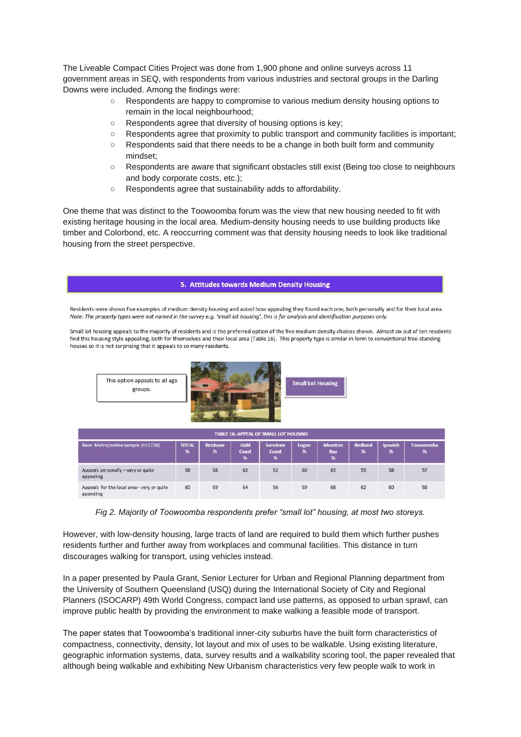The Liveable Compact Cities Project was done from 1,900 phone and online surveys across 11 government areas in SEQ, with respondents from various industries and sectoral groups in the Darling Downs were included. Among the findings were:

- Respondents are happy to compromise to various medium density housing options to remain in the local neighbourhood;
- Respondents agree that diversity of housing options is key;
- Respondents agree that proximity to public transport and community facilities is important;
- Respondents said that there needs to be a change in both built form and community mindset;
- Respondents are aware that significant obstacles still exist (Being too close to neighbours and body corporate costs, etc.);
- Respondents agree that sustainability adds to affordability.

One theme that was distinct to the Toowoomba forum was the view that new housing needed to fit with existing heritage housing in the local area. Medium-density housing needs to use building products like timber and Colorbond, etc. A reoccurring comment was that density housing needs to look like traditional housing from the street perspective.

**5. Attitudes towards Medium Density Housing**

Residents were shown five examples of medium density housing and asked how appealing they found each one, both personally and for their local area. *Note: The property types were not named in the survey e.g. 'small lot housing', this is for analysis and identification purposes only.*

Small lot housing appeals to the majority of residents and is the preferred option of the five medium density choices shown. Almost six out of ten residents find this housing style appealing, both for themselves and their local area (Table 16). This property type is similar in form to conventional free-standing houses so it is not surprising that it appeals to so many residents.

This option appeals to all age groups.

**Small Lot Housing**

TABLE 16: APPEAL OF SMALL LOT HOUSING

| Base: Metro/online sample (n=1726) | TOTAL % | Brisbane % | Gold Coast % | Sunshine Coast % | Logan % | Moreton Bay % | Redland % | Ipswich % | Toowoomba % |
|---|---|---|---|---|---|---|---|---|---|
| Appeals personally – very or quite appealing | 58 | 58 | 62 | 52 | 60 | 63 | 55 | 58 | 57 |
| Appeals for the local area – very or quite appealing | 60 | 59 | 64 | 56 | 59 | 68 | 62 | 60 | 58 |

*Fig 2. Majority of Toowoomba respondents prefer "small lot" housing, at most two storeys.*

However, with low-density housing, large tracts of land are required to build them which further pushes residents further and further away from workplaces and communal facilities. This distance in turn discourages walking for transport, using vehicles instead.

In a paper presented by Paula Grant, Senior Lecturer for Urban and Regional Planning department from the University of Southern Queensland (USQ) during the International Society of City and Regional Planners (ISOCARP) 49th World Congress, compact land use patterns, as opposed to urban sprawl, can improve public health by providing the environment to make walking a feasible mode of transport.

The paper states that Toowoomba's traditional inner-city suburbs have the built form characteristics of compactness, connectivity, density, lot layout and mix of uses to be walkable. Using existing literature, geographic information systems, data, survey results and a walkability scoring tool, the paper revealed that although being walkable and exhibiting New Urbanism characteristics very few people walk to work in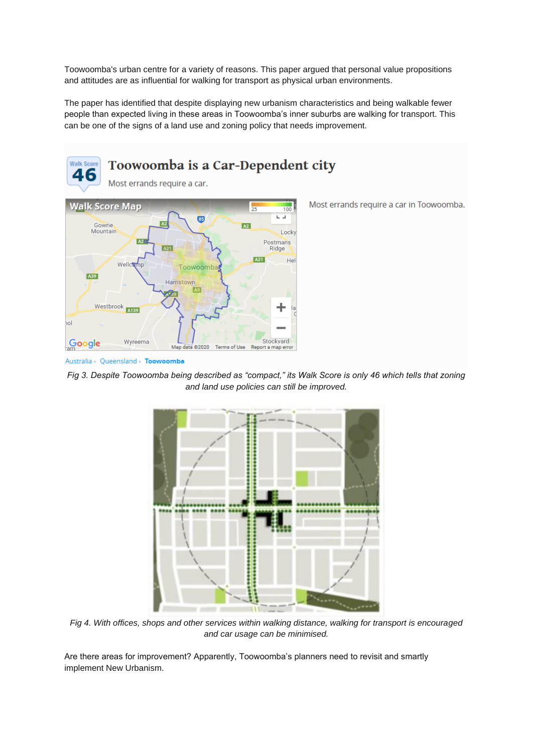Toowoomba's urban centre for a variety of reasons. This paper argued that personal value propositions and attitudes are as influential for walking for transport as physical urban environments.

The paper has identified that despite displaying new urbanism characteristics and being walkable fewer people than expected living in these areas in Toowoomba's inner suburbs are walking for transport. This can be one of the signs of a land use and zoning policy that needs improvement.

*Fig 3. Despite Toowoomba being described as "compact," its Walk Score is only 46 which tells that zoning and land use policies can still be improved.*

*Fig 4. With offices, shops and other services within walking distance, walking for transport is encouraged and car usage can be minimised.*

Are there areas for improvement? Apparently, Toowoomba's planners need to revisit and smartly implement New Urbanism.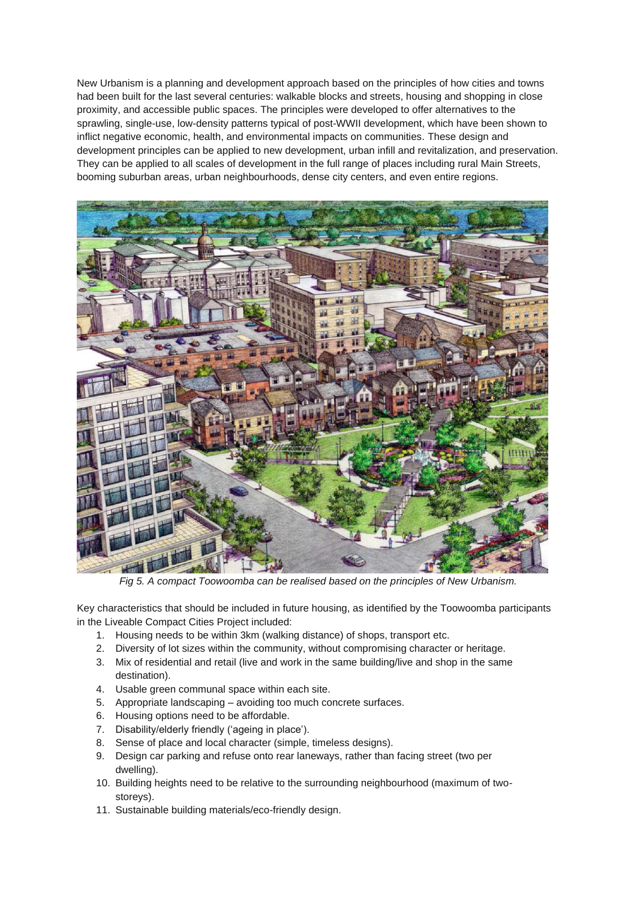New Urbanism is a planning and development approach based on the principles of how cities and towns had been built for the last several centuries: walkable blocks and streets, housing and shopping in close proximity, and accessible public spaces. The principles were developed to offer alternatives to the sprawling, single-use, low-density patterns typical of post-WWII development, which have been shown to inflict negative economic, health, and environmental impacts on communities. These design and development principles can be applied to new development, urban infill and revitalization, and preservation. They can be applied to all scales of development in the full range of places including rural Main Streets, booming suburban areas, urban neighbourhoods, dense city centers, and even entire regions.

*Fig 5. A compact Toowoomba can be realised based on the principles of New Urbanism.*

Key characteristics that should be included in future housing, as identified by the Toowoomba participants in the Liveable Compact Cities Project included:

1. Housing needs to be within 3km (walking distance) of shops, transport etc.
2. Diversity of lot sizes within the community, without compromising character or heritage.
3. Mix of residential and retail (live and work in the same building/live and shop in the same destination).
4. Usable green communal space within each site.
5. Appropriate landscaping – avoiding too much concrete surfaces.
6. Housing options need to be affordable.
7. Disability/elderly friendly ('ageing in place').
8. Sense of place and local character (simple, timeless designs).
9. Design car parking and refuse onto rear laneways, rather than facing street (two per dwelling).
10. Building heights need to be relative to the surrounding neighbourhood (maximum of two-storeys).
11. Sustainable building materials/eco-friendly design.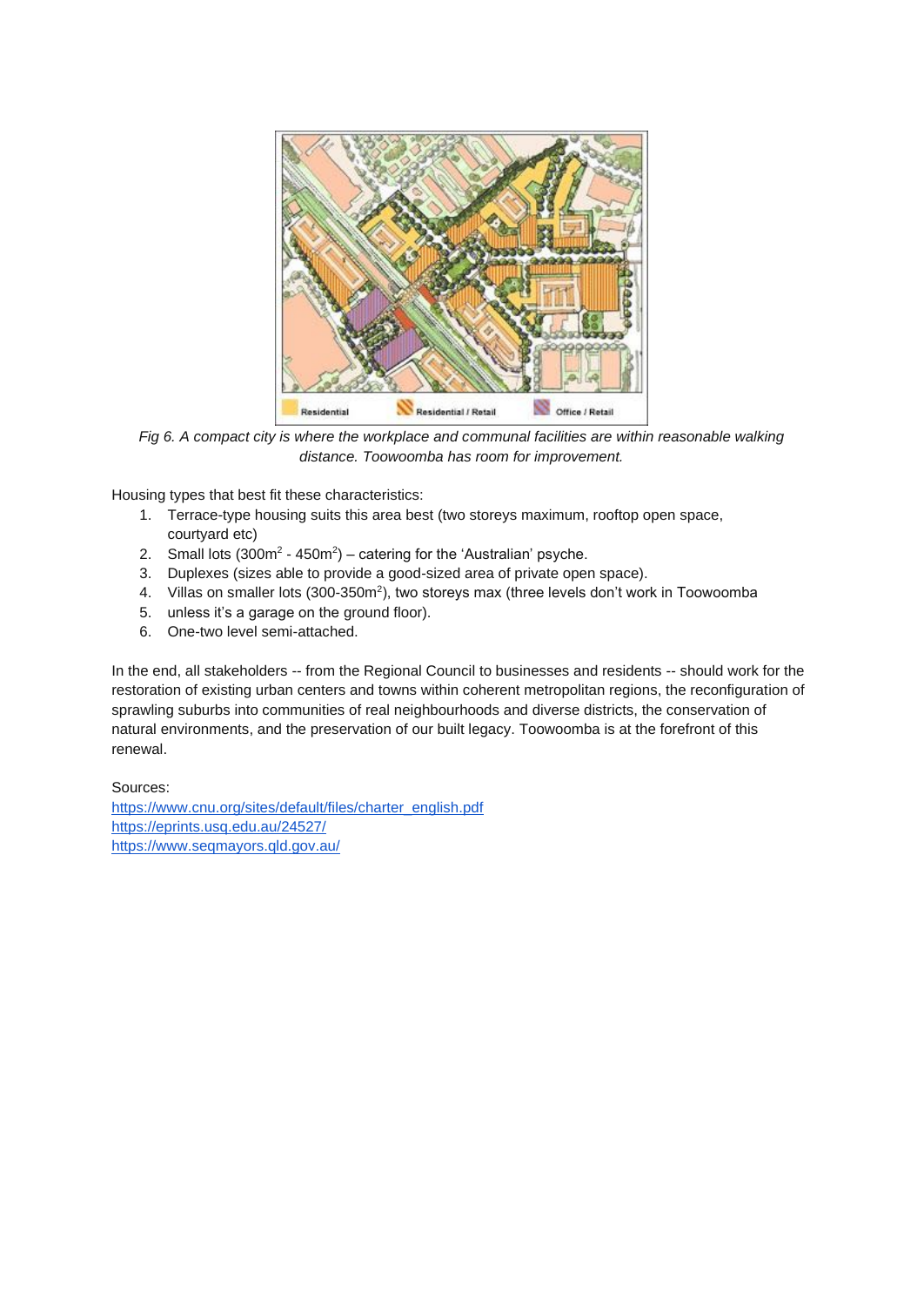Residential

Residential / Retail

Office / Retail

*Fig 6. A compact city is where the workplace and communal facilities are within reasonable walking distance. Toowoomba has room for improvement.*

Housing types that best fit these characteristics:

1. Terrace-type housing suits this area best (two storeys maximum, rooftop open space, courtyard etc)
2. Small lots (300m$^2$ - 450m$^2$) – catering for the 'Australian' psyche.
3. Duplexes (sizes able to provide a good-sized area of private open space).
4. Villas on smaller lots (300-350m$^2$), two storeys max (three levels don't work in Toowoomba
5. unless it's a garage on the ground floor).
6. One-two level semi-attached.

In the end, all stakeholders -- from the Regional Council to businesses and residents -- should work for the restoration of existing urban centers and towns within coherent metropolitan regions, the reconfiguration of sprawling suburbs into communities of real neighbourhoods and diverse districts, the conservation of natural environments, and the preservation of our built legacy. Toowoomba is at the forefront of this renewal.

Sources:
https://www.cnu.org/sites/default/files/charter_english.pdf
https://eprints.usq.edu.au/24527/
https://www.seqmayors.qld.gov.au/